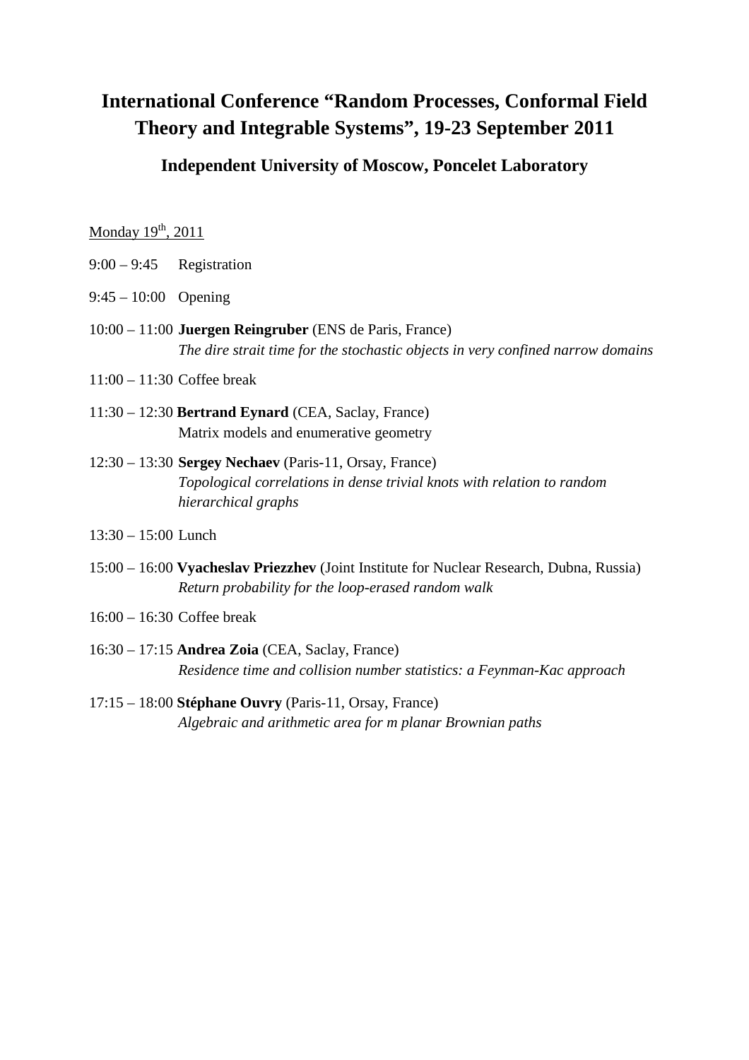# International Conference "Random Processes, Conformal Field Theory and Integrable Systems", 19-23 September 2011

## Independent University of Moscow, Poncelet Laboratory

Monday 19th, 2011

9:00 – 9:45 Registration

9:45 – 10:00 Opening

10:00 – 11:00 **Juergen Reingruber** (ENS de Paris, France)
*The dire strait time for the stochastic objects in very confined narrow domains*

11:00 – 11:30 Coffee break

11:30 – 12:30 **Bertrand Eynard** (CEA, Saclay, France)
Matrix models and enumerative geometry

12:30 – 13:30 **Sergey Nechaev** (Paris-11, Orsay, France)
*Topological correlations in dense trivial knots with relation to random hierarchical graphs*

13:30 – 15:00 Lunch

15:00 – 16:00 **Vyacheslav Priezzhev** (Joint Institute for Nuclear Research, Dubna, Russia)
*Return probability for the loop-erased random walk*

16:00 – 16:30 Coffee break

16:30 – 17:15 **Andrea Zoia** (CEA, Saclay, France)
*Residence time and collision number statistics: a Feynman-Kac approach*

17:15 – 18:00 **Stéphane Ouvry** (Paris-11, Orsay, France)
*Algebraic and arithmetic area for m planar Brownian paths*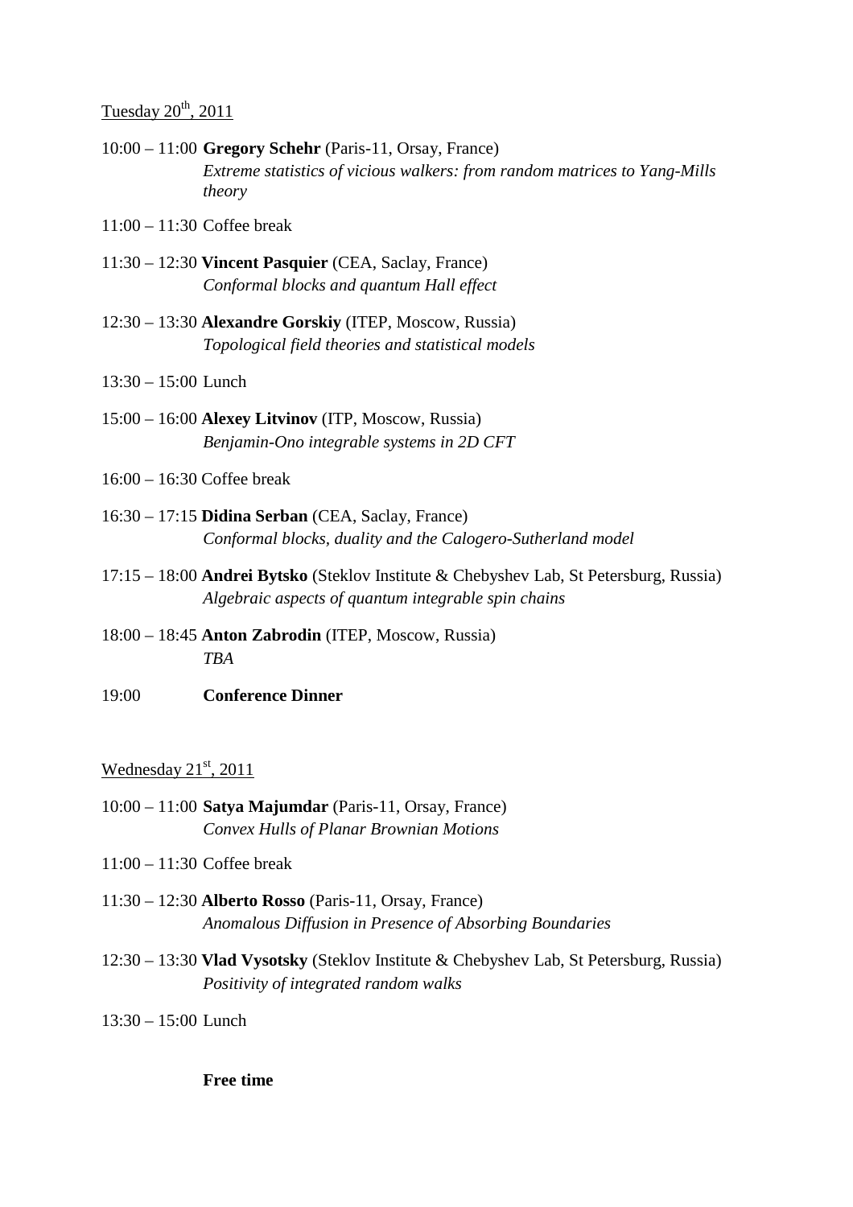Tuesday 20th, 2011

10:00 – 11:00 **Gregory Schehr** (Paris-11, Orsay, France)
*Extreme statistics of vicious walkers: from random matrices to Yang-Mills theory*

11:00 – 11:30 Coffee break

11:30 – 12:30 **Vincent Pasquier** (CEA, Saclay, France)
*Conformal blocks and quantum Hall effect*

12:30 – 13:30 **Alexandre Gorskiy** (ITEP, Moscow, Russia)
*Topological field theories and statistical models*

13:30 – 15:00 Lunch

15:00 – 16:00 **Alexey Litvinov** (ITP, Moscow, Russia)
*Benjamin-Ono integrable systems in 2D CFT*

16:00 – 16:30 Coffee break

16:30 – 17:15 **Didina Serban** (CEA, Saclay, France)
*Conformal blocks, duality and the Calogero-Sutherland model*

17:15 – 18:00 **Andrei Bytsko** (Steklov Institute & Chebyshev Lab, St Petersburg, Russia)
*Algebraic aspects of quantum integrable spin chains*

18:00 – 18:45 **Anton Zabrodin** (ITEP, Moscow, Russia)
*TBA*

19:00 **Conference Dinner**

Wednesday 21st, 2011

10:00 – 11:00 **Satya Majumdar** (Paris-11, Orsay, France)
*Convex Hulls of Planar Brownian Motions*

11:00 – 11:30 Coffee break

11:30 – 12:30 **Alberto Rosso** (Paris-11, Orsay, France)
*Anomalous Diffusion in Presence of Absorbing Boundaries*

12:30 – 13:30 **Vlad Vysotsky** (Steklov Institute & Chebyshev Lab, St Petersburg, Russia)
*Positivity of integrated random walks*

13:30 – 15:00 Lunch

**Free time**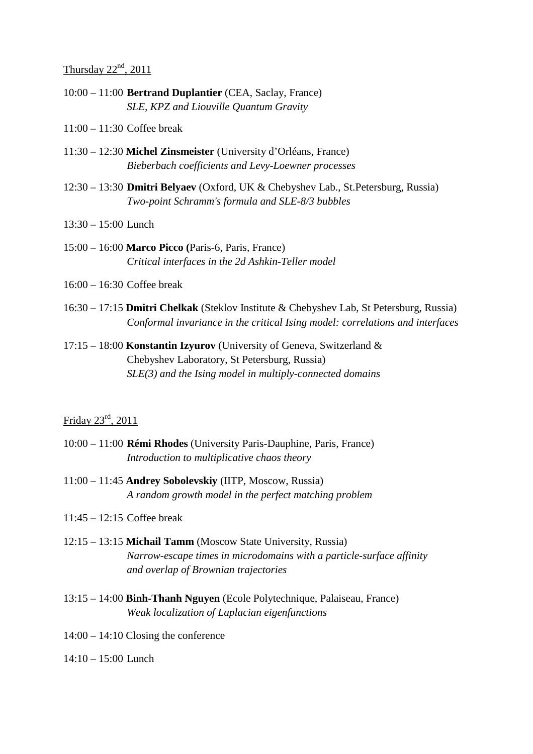Thursday 22nd, 2011

10:00 – 11:00 **Bertrand Duplantier** (CEA, Saclay, France)
*SLE, KPZ and Liouville Quantum Gravity*

11:00 – 11:30 Coffee break

11:30 – 12:30 **Michel Zinsmeister** (University d'Orléans, France)
*Bieberbach coefficients and Levy-Loewner processes*

12:30 – 13:30 **Dmitri Belyaev** (Oxford, UK & Chebyshev Lab., St.Petersburg, Russia)
*Two-point Schramm's formula and SLE-8/3 bubbles*

13:30 – 15:00 Lunch

15:00 – 16:00 **Marco Picco (**Paris-6, Paris, France)
*Critical interfaces in the 2d Ashkin-Teller model*

16:00 – 16:30 Coffee break

16:30 – 17:15 **Dmitri Chelkak** (Steklov Institute & Chebyshev Lab, St Petersburg, Russia)
*Conformal invariance in the critical Ising model: correlations and interfaces*

17:15 – 18:00 **Konstantin Izyurov** (University of Geneva, Switzerland & Chebyshev Laboratory, St Petersburg, Russia)
*SLE(3) and the Ising model in multiply-connected domains*

Friday 23rd, 2011

10:00 – 11:00 **Rémi Rhodes** (University Paris-Dauphine, Paris, France)
*Introduction to multiplicative chaos theory*

11:00 – 11:45 **Andrey Sobolevskiy** (IITP, Moscow, Russia)
*A random growth model in the perfect matching problem*

11:45 – 12:15 Coffee break

12:15 – 13:15 **Michail Tamm** (Moscow State University, Russia)
*Narrow-escape times in microdomains with a particle-surface affinity and overlap of Brownian trajectories*

13:15 – 14:00 **Binh-Thanh Nguyen** (Ecole Polytechnique, Palaiseau, France)
*Weak localization of Laplacian eigenfunctions*

14:00 – 14:10 Closing the conference

14:10 – 15:00 Lunch